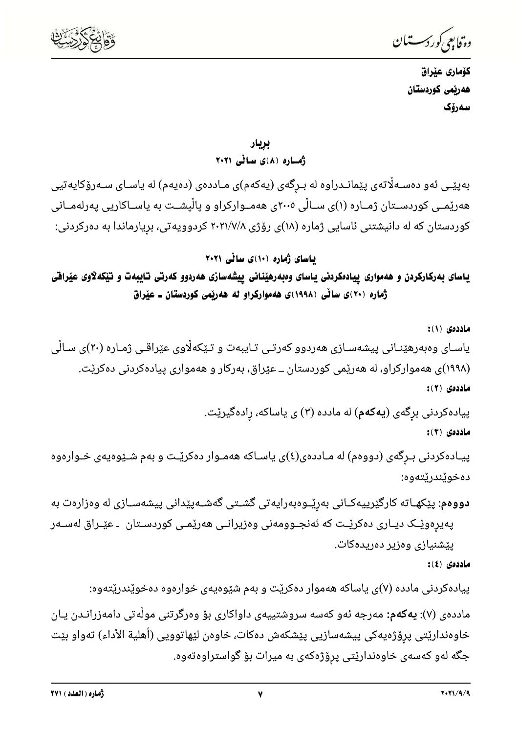**کۆماری عێراق**
**هەرێمی کوردستان**
**سەرۆک**

## بڕیار
## ژمـارە (٨)ی سـاڵی ٢٠٢١

بەپێـی ئەو دەسـەڵاتەی پێمانـدراوە لە بـڕگەی (یەکەم)ی مـاددەی (دەیەم) لە یاسـای سـەرۆکایەتیی هەرێمـی کوردسـتان ژمـارە (١)ی سـاڵی ٢٠٠٥ی هەمـوارکراو و پاڵپشـت بە یاسـاکاریی پەرلەمـانی کوردستان کە لە دانیشتنی ئاسایی ژمارە (١٨)ی ڕۆژی ٢٠٢١/٧/٨ کردوویەتی، بڕیارماندا بە دەرکردنی:

## یاسای ژمارە (١٠)ی ساڵی ٢٠٢١
## یاسای بەرکارکردن و هەمواری پیادەکردنی یاسای وەبەرهێنانی پیشەسازی هەردوو کەرتی تایبەت و تێکەڵاوی عێراقی ژمارە (٢٠)ی ساڵی (١٩٩٨)ی هەموارکراو لە هەرێمی کوردستان ـ عێراق

**ماددەی (١):**

یاسـای وەبەرهێنـانی پیشەسـازی هەردوو کەرتـی تـایبەت و تـێکەڵاوی عێراقـی ژمـارە (٢٠)ی سـاڵی (١٩٩٨)ی هەموارکراو، لە هەرێمی کوردستان ـ عێراق، بەرکار و هەمواری پیادەکردنی دەکرێت.

**ماددەی (٢):**

پیادەکردنی بڕگەی (**یەکەم**) لە مادده (٣) ی یاساکە، ڕادەگیرێت.

**ماددەی (٣):**

پیـادەکردنی بـڕگەی (دووەم) لە مـاددەی(٤)ی یاسـاکە هەمـوار دەکرێـت و بەم شـێوەیەی خـوارەوە دەخوێندرێتەوە:

**دووەم:** پێکهـاتە کارگێرییەکـانی بەڕێـوەبەرایەتی گشـتی گەشـەپێدانی پیشەسـازی لە وەزارەت بە پەیڕەوێـک دیـاری دەکرێـت کە ئەنجـوومەنی وەزیرانـی هەرێمـی کوردسـتان ـ عێـراق لەسـەر پێشنیازی وەزیر دەریدەکات.

**ماددەی (٤):**

پیادەکردنی مادده (٧)ی یاساکە هەموار دەکرێت و بەم شێوەیەی خوارەوە دەخوێندرێتەوە:

ماددەی (٧): **یەکەم:** مەرجە ئەو کەسە سروشتییەی داواکاری بۆ وەرگرتنی مۆڵەتی دامەزرانـدن یـان خاوەندارێتی پرۆژەیەکی پیشەسازیی پێشکەش دەکات، خاوەن لێهاتوویی (أهلية الأداء) تەواو بێت جگە لەو کەسەی خاوەندارێتی پرۆژەکەی بە میرات بۆ گواستراوەتەوە.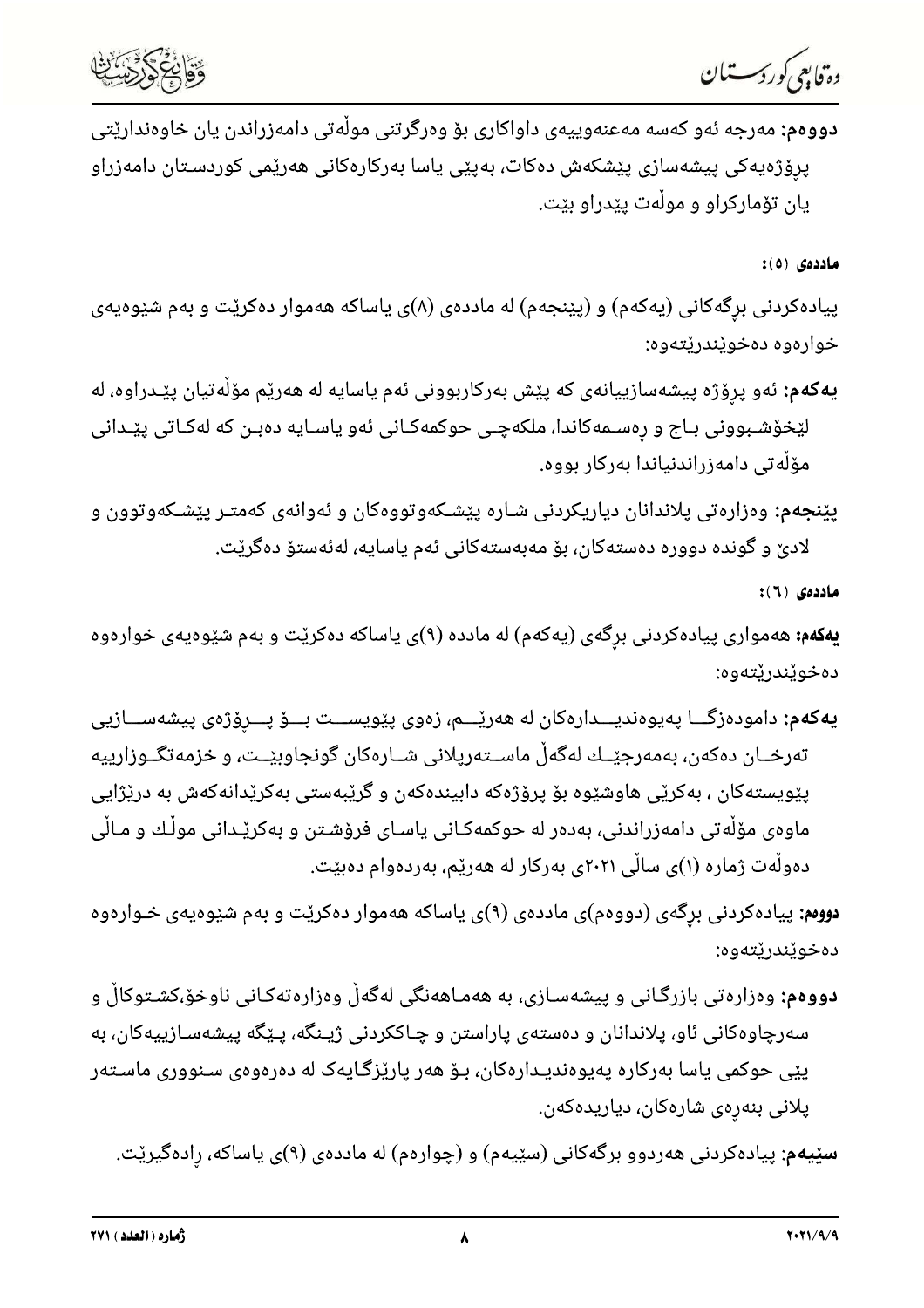**دووەم:** مەرجە ئەو کەسە مەعنەوییەی داواکاری بۆ وەرگرتنی مۆڵەتی دامەزراندن یان خاوەندارێتی پرۆژەیەکی پیشەسازی پێشکەش دەکات، بەپێی یاسا بەرکارەکانی هەرێمی کوردستان دامەزراو یان تۆمارکراو و مۆڵەت پێدراو بێت.

**ماددەی (٥):**

پیادەکردنی بڕگەکانی (یەکەم) و (پێنجەم) لە ماددەی (٨)ی یاساکە هەموار دەکرێت و بەم شێوەیەی خوارەوە دەخوێندرێتەوە:

**یەکەم:** ئەو پرۆژە پیشەسازییانەی کە پێش بەرکاربوونی ئەم یاسایە لە هەرێم مۆڵەتیان پێدراوە، لە لێخۆشبوونی باج و ڕەسمەکاندا، ملکەچی حوکمەکانی ئەو یاسایە دەبن کە لەکاتی پێدانی مۆڵەتی دامەزراندنیاندا بەرکار بووە.

**پێنجەم:** وەزارەتی پلاندانان دیاریکردنی شارە پێشکەوتووەکان و ئەوانەی کەمتر پێشکەوتوون و لادێ و گوندە دوورە دەستەکان، بۆ مەبەستەکانی ئەم یاسایە، لەئەستۆ دەگرێت.

**ماددەی (٦):**

**یەکەم:** هەمواری پیادەکردنی بڕگەی (یەکەم) لە ماددە (٩)ی یاساکە دەکرێت و بەم شێوەیەی خوارەوە دەخوێندرێتەوە:

**یەکەم:** دامودەزگا پەیوەندیدارەکان لە هەرێم، زەوی پێویست بۆ پرۆژەی پیشەسازیی تەرخان دەکەن، بەمەرجێك لەگەڵ ماستەرپلانی شارەکان گونجاوبێت، و خزمەتگوزارییە پێویستەکان ، بەکرێی هاوشێوە بۆ پرۆژەکە دابیندەکەن و گرێبەستی بەکرێدانەکەش بە درێژایی ماوەی مۆڵەتی دامەزراندنی، بەدەر لە حوکمەکانی یاسای فرۆشتن و بەکرێدانی موڵك و ماڵی دەوڵەت ژمارە (١)ی ساڵی ٢٠٢١ی بەرکار لە هەرێم، بەردەوام دەبێت.

**دووەم:** پیادەکردنی بڕگەی (دووەم)ی ماددەی (٩)ی یاساکە هەموار دەکرێت و بەم شێوەیەی خوارەوە دەخوێندرێتەوە:

**دووەم:** وەزارەتی بازرگانی و پیشەسازی، بە هەماهەنگی لەگەڵ وەزارەتەکانی ناوخۆ،کشتوکاڵ و سەرچاوەکانی ئاو، پلاندانان و دەستەی پاراستن و چاککردنی ژینگە، پێگە پیشەسازییەکان، بە پێی حوکمی یاسا بەرکارە پەیوەندیدارەکان، بۆ هەر پارێزگایەک لە دەرەوەی سنووری ماستەر پلانی بنەڕەی شارەکان، دیاریدەکەن.

**سێیەم:** پیادەکردنی هەردوو بڕگەکانی (سێیەم) و (چوارەم) لە ماددەی (٩)ی یاساکە، ڕادەگیرێت.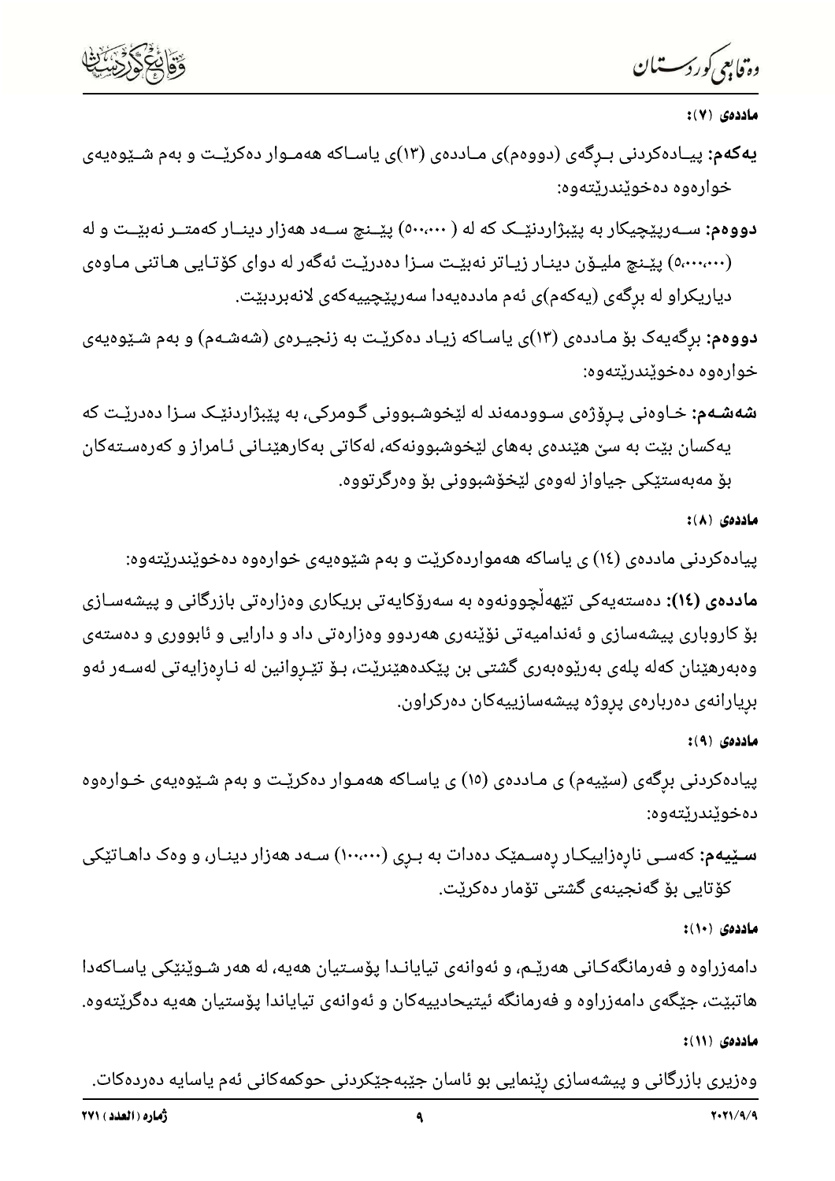**ماددەی (٧):**

**یەکەم:** پیادەکردنی بڕگەی (دووەم)ی ماددەی (١٣)ی یاساکە هەموار دەکرێت و بەم شێوەیەی خوارەوە دەخوێندرێتەوە:

**دووەم:** سەرپێچیکار بە پێبژاردنێک کە لە (٥٠٠،٠٠٠) پێنج سەد هەزار دینار کەمتر نەبێت و لە (٥،٠٠٠،٠٠٠) پێنج ملیۆن دینار زیاتر نەبێت سزا دەدرێت ئەگەر لە دوای کۆتایی هاتنی ماوەی دیاریکراو لە بڕگەی (یەکەم)ی ئەم ماددەیەدا سەرپێچییەکەی لانەبردبێت.

**دووەم:** بڕگەیەک بۆ ماددەی (١٣)ی یاساکە زیاد دەکرێت بە زنجیرەی (شەشەم) و بەم شێوەیەی خوارەوە دەخوێندرێتەوە:

**شەشەم:** خاوەنی پرۆژەی سوودمەند لە لێخوشبوونی گومرکی، بە پێبژاردنێک سزا دەدرێت کە یەکسان بێت بە سێ هێندەی بەهای لێخوشبوونەکە، لەکاتی بەکارهێنانی ئامراز و کەرەستەکان بۆ مەبەستێکی جیاواز لەوەی لێخۆشبوونی بۆ وەرگرتووە.

**ماددەی (٨):**

پیادەکردنی ماددەی (١٤) ی یاساکە هەمواردەکرێت و بەم شێوەیەی خوارەوە دەخوێندرێتەوە:

**ماددەی (١٤):** دەستەیەکی تێهەڵچوونەوە بە سەرۆکایەتی بریکاری وەزارەتی بازرگانی و پیشەسازی بۆ کاروباری پیشەسازی و ئەندامیەتی نوێنەری هەردوو وەزارەتی داد و دارایی و ئابووری و دەستەی وەبەرهێنان کەلە پلەی بەرێوەبەری گشتی بن پێکدەهێنرێت، بۆ تێڕوانین لە ناڕەزایەتی لەسەر ئەو بڕیارانەی دەربارەی پرۆژە پیشەسازییەکان دەرکراون.

**ماددەی (٩):**

پیادەکردنی بڕگەی (سێیەم) ی ماددەی (١٥) ی یاساکە هەموار دەکرێت و بەم شێوەیەی خوارەوە دەخوێندرێتەوە:

**سێیەم:** کەسی ناڕەزاییکار ڕەسمێک دەدات بە بڕی (١٠٠،٠٠٠) سەد هەزار دینار، و وەک داهاتێکی کۆتایی بۆ گەنجینەی گشتی تۆمار دەکرێت.

**ماددەی (١٠):**

دامەزراوە و فەرمانگەکانی هەرێم، و ئەوانەی تیایاندا پۆستیان هەیە، لە هەر شوێنێکی یاساکەدا هاتبێت، جێگەی دامەزراوە و فەرمانگە ئیتیحادییەکان و ئەوانەی تیایاندا پۆستیان هەیە دەگرێتەوە.

**ماددەی (١١):**

وەزیری بازرگانی و پیشەسازی ڕێنمایی بو ئاسان جێبەجێکردنی حوکمەکانی ئەم یاسایە دەردەکات.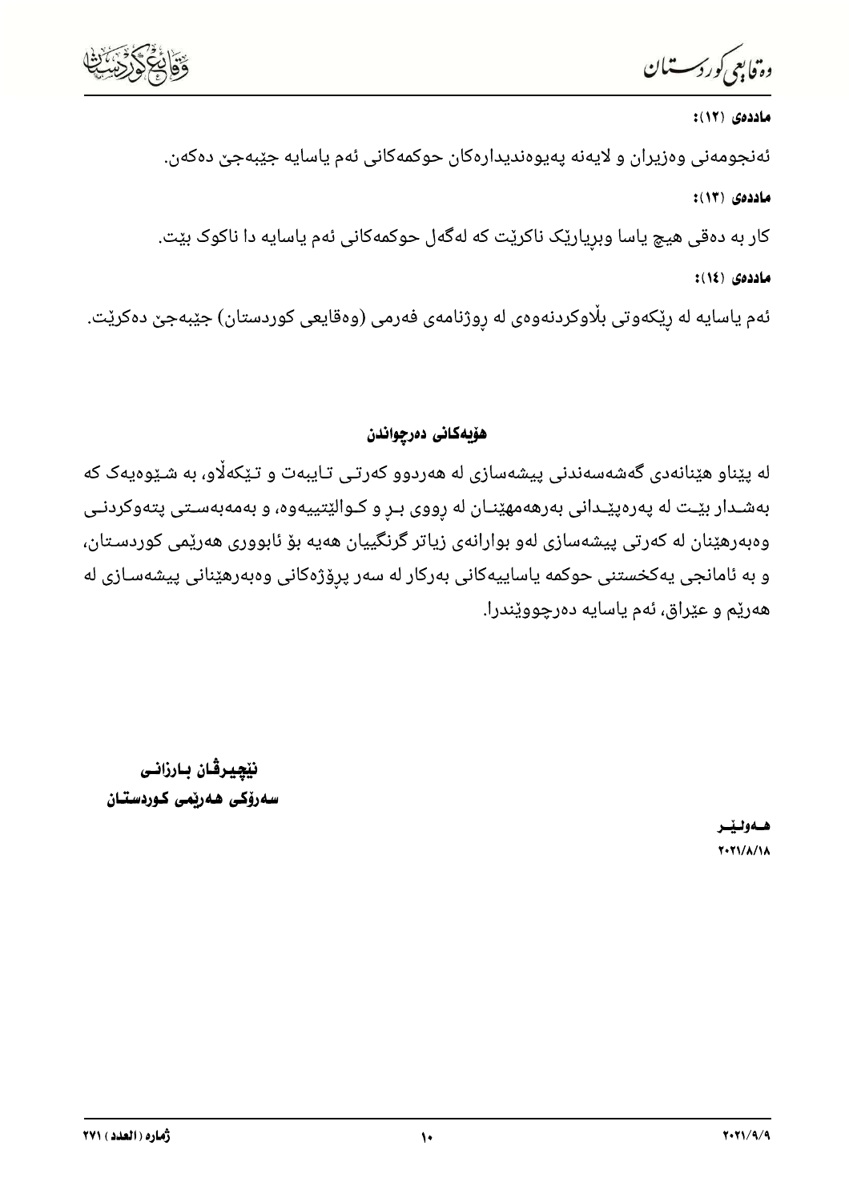**ماددەی (١٢):**

ئەنجومەنی وەزیران و لایەنە پەیوەندیدارەکان حوکمەکانی ئەم یاسایە جێبەجێ دەکەن.

**ماددەی (١٣):**

کار بە دەقی هیچ یاسا وبڕیارێک ناکرێت کە لەگەڵ حوکمەکانی ئەم یاسایە دا ناکوک بێت.

**ماددەی (١٤):**

ئەم یاسایە لە ڕێکەوتی بڵاوکردنەوەی لە ڕۆژنامەی فەرمی (وەقایعی کوردستان) جێبەجێ دەکرێت.

**هۆیەکانی دەرچواندن**

لە پێناو هێنانەدی گەشەسەندنی پیشەسازی لە هەردوو کەرتی تایبەت و تێکەڵاو، بە شێوەیەک کە بەشدار بێت لە پەرەپێدانی بەرهەمهێنان لە ڕووی بڕ و کوالێتییەوە، و بەمەبەستی پتەوکردنی وەبەرهێنان لە کەرتی پیشەسازی لەو بوارانەی زیاتر گرنگییان هەیە بۆ ئابووری هەرێمی کوردستان، و بە ئامانجی یەکخستنی حوکمە یاساییەکانی بەرکار لە سەر پرۆژەکانی وەبەرهێنانی پیشەسازی لە هەرێم و عێراق، ئەم یاسایە دەرچووێندرا.

**نێچیرڤان بارزانی**
**سەرۆکی هەرێمی کوردستان**

**هەولێر**
**٢٠٢١/٨/١٨**